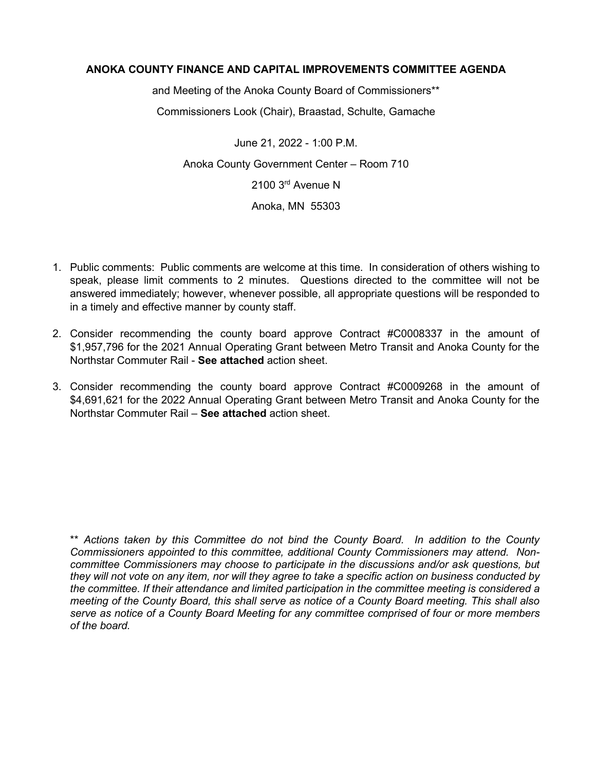# ANOKA COUNTY FINANCE AND CAPITAL IMPROVEMENTS COMMITTEE AGENDA

and Meeting of the Anoka County Board of Commissioners**

Commissioners Look (Chair), Braastad, Schulte, Gamache

June 21, 2022 - 1:00 P.M.

Anoka County Government Center – Room 710

2100 3rd Avenue N

Anoka, MN 55303

1. Public comments: Public comments are welcome at this time. In consideration of others wishing to speak, please limit comments to 2 minutes. Questions directed to the committee will not be answered immediately; however, whenever possible, all appropriate questions will be responded to in a timely and effective manner by county staff.

2. Consider recommending the county board approve Contract #C0008337 in the amount of $1,957,796 for the 2021 Annual Operating Grant between Metro Transit and Anoka County for the Northstar Commuter Rail - **See attached** action sheet.

3. Consider recommending the county board approve Contract #C0009268 in the amount of $4,691,621 for the 2022 Annual Operating Grant between Metro Transit and Anoka County for the Northstar Commuter Rail – **See attached** action sheet.

** *Actions taken by this Committee do not bind the County Board. In addition to the County Commissioners appointed to this committee, additional County Commissioners may attend. Non-committee Commissioners may choose to participate in the discussions and/or ask questions, but they will not vote on any item, nor will they agree to take a specific action on business conducted by the committee. If their attendance and limited participation in the committee meeting is considered a meeting of the County Board, this shall serve as notice of a County Board meeting. This shall also serve as notice of a County Board Meeting for any committee comprised of four or more members of the board.*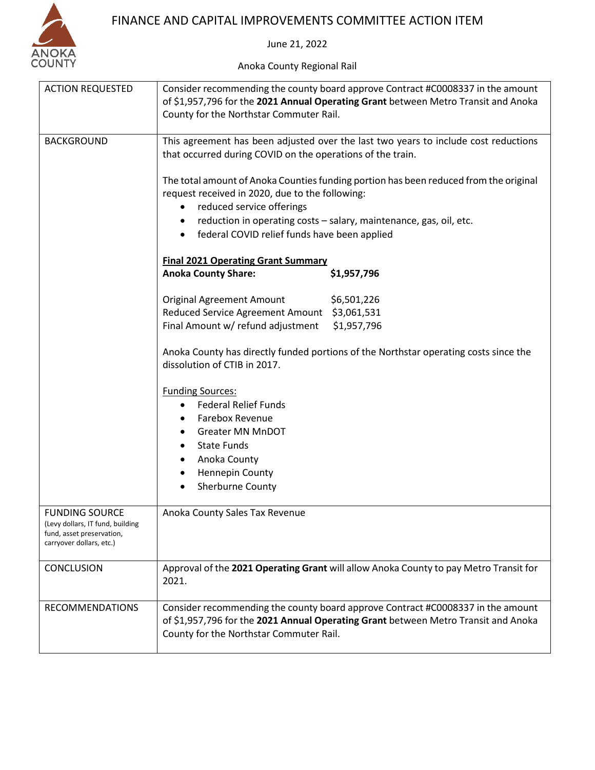# FINANCE AND CAPITAL IMPROVEMENTS COMMITTEE ACTION ITEM

June 21, 2022

Anoka County Regional Rail

| | |
|---|---|
| ACTION REQUESTED | Consider recommending the county board approve Contract #C0008337 in the amount of $1,957,796 for the **2021 Annual Operating Grant** between Metro Transit and Anoka County for the Northstar Commuter Rail. |
| BACKGROUND | This agreement has been adjusted over the last two years to include cost reductions that occurred during COVID on the operations of the train.<br><br>The total amount of Anoka Counties funding portion has been reduced from the original request received in 2020, due to the following:<br>• reduced service offerings<br>• reduction in operating costs – salary, maintenance, gas, oil, etc.<br>• federal COVID relief funds have been applied<br><br>**<u>Final 2021 Operating Grant Summary</u>**<br>**Anoka County Share: $1,957,796**<br><br>Original Agreement Amount $6,501,226<br>Reduced Service Agreement Amount $3,061,531<br>Final Amount w/ refund adjustment $1,957,796<br><br>Anoka County has directly funded portions of the Northstar operating costs since the dissolution of CTIB in 2017.<br><br><u>Funding Sources:</u><br>• Federal Relief Funds<br>• Farebox Revenue<br>• Greater MN MnDOT<br>• State Funds<br>• Anoka County<br>• Hennepin County<br>• Sherburne County |
| FUNDING SOURCE (Levy dollars, IT fund, building fund, asset preservation, carryover dollars, etc.) | Anoka County Sales Tax Revenue |
| CONCLUSION | Approval of the **2021 Operating Grant** will allow Anoka County to pay Metro Transit for 2021. |
| RECOMMENDATIONS | Consider recommending the county board approve Contract #C0008337 in the amount of $1,957,796 for the **2021 Annual Operating Grant** between Metro Transit and Anoka County for the Northstar Commuter Rail. |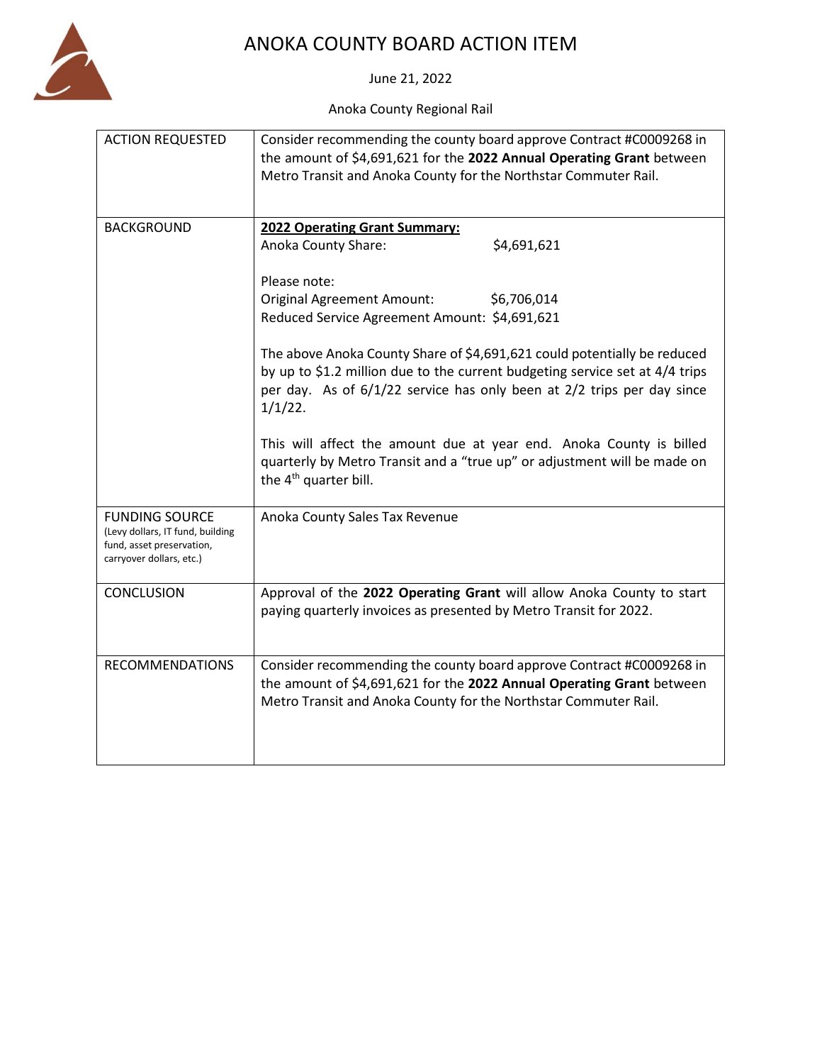# ANOKA COUNTY BOARD ACTION ITEM

June 21, 2022

Anoka County Regional Rail

| | |
|---|---|
| ACTION REQUESTED | Consider recommending the county board approve Contract #C0009268 in the amount of $4,691,621 for the **2022 Annual Operating Grant** between Metro Transit and Anoka County for the Northstar Commuter Rail. |
| BACKGROUND | **2022 Operating Grant Summary:**<br>Anoka County Share: $4,691,621<br><br>Please note:<br>Original Agreement Amount: $6,706,014<br>Reduced Service Agreement Amount: $4,691,621<br><br>The above Anoka County Share of $4,691,621 could potentially be reduced by up to $1.2 million due to the current budgeting service set at 4/4 trips per day. As of 6/1/22 service has only been at 2/2 trips per day since 1/1/22.<br><br>This will affect the amount due at year end. Anoka County is billed quarterly by Metro Transit and a "true up" or adjustment will be made on the 4th quarter bill. |
| FUNDING SOURCE (Levy dollars, IT fund, building fund, asset preservation, carryover dollars, etc.) | Anoka County Sales Tax Revenue |
| CONCLUSION | Approval of the **2022 Operating Grant** will allow Anoka County to start paying quarterly invoices as presented by Metro Transit for 2022. |
| RECOMMENDATIONS | Consider recommending the county board approve Contract #C0009268 in the amount of $4,691,621 for the **2022 Annual Operating Grant** between Metro Transit and Anoka County for the Northstar Commuter Rail. |